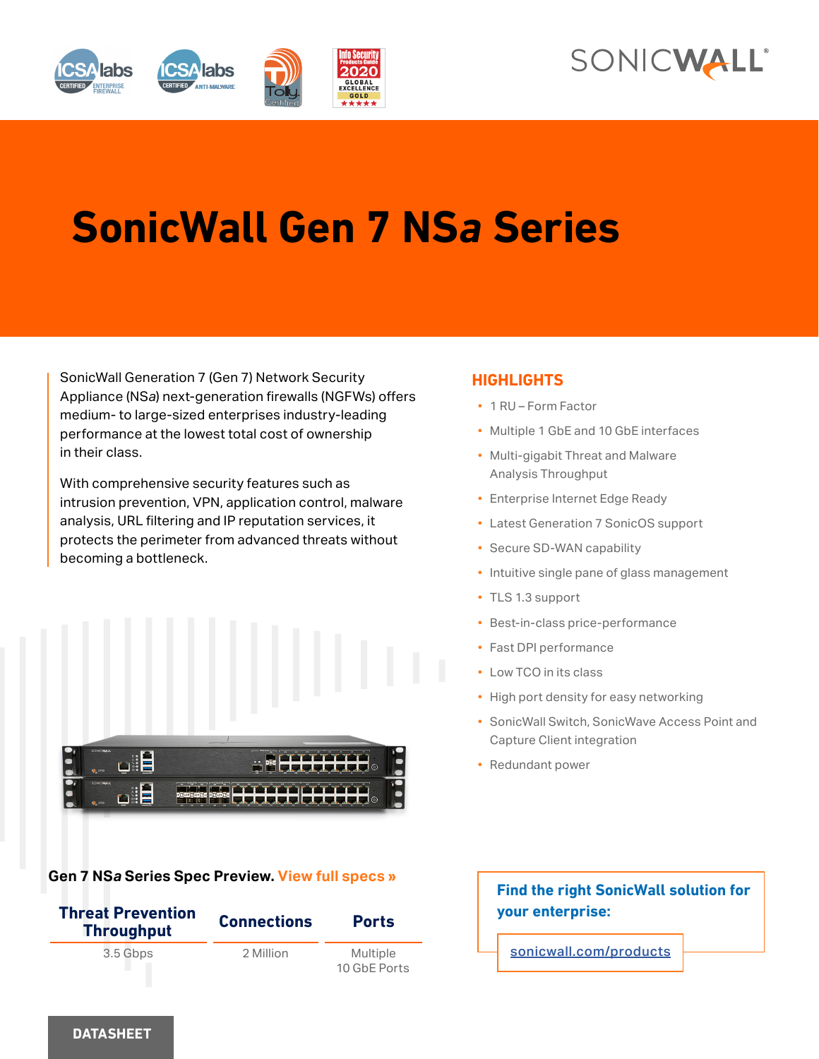# SonicWall Gen 7 NS*a* Series

SonicWall Generation 7 (Gen 7) Network Security Appliance (NS*a*) next-generation firewalls (NGFWs) offers medium- to large-sized enterprises industry-leading performance at the lowest total cost of ownership in their class.

With comprehensive security features such as intrusion prevention, VPN, application control, malware analysis, URL filtering and IP reputation services, it protects the perimeter from advanced threats without becoming a bottleneck.

## HIGHLIGHTS

- 1 RU – Form Factor
- Multiple 1 GbE and 10 GbE interfaces
- Multi-gigabit Threat and Malware Analysis Throughput
- Enterprise Internet Edge Ready
- Latest Generation 7 SonicOS support
- Secure SD-WAN capability
- Intuitive single pane of glass management
- TLS 1.3 support
- Best-in-class price-performance
- Fast DPI performance
- Low TCO in its class
- High port density for easy networking
- SonicWall Switch, SonicWave Access Point and Capture Client integration
- Redundant power

**Gen 7 NS*a* Series Spec Preview.** View full specs »

| Threat Prevention Throughput | Connections | Ports |
|---|---|---|
| 3.5 Gbps | 2 Million | Multiple 10 GbE Ports |

**Find the right SonicWall solution for your enterprise:**

sonicwall.com/products

DATASHEET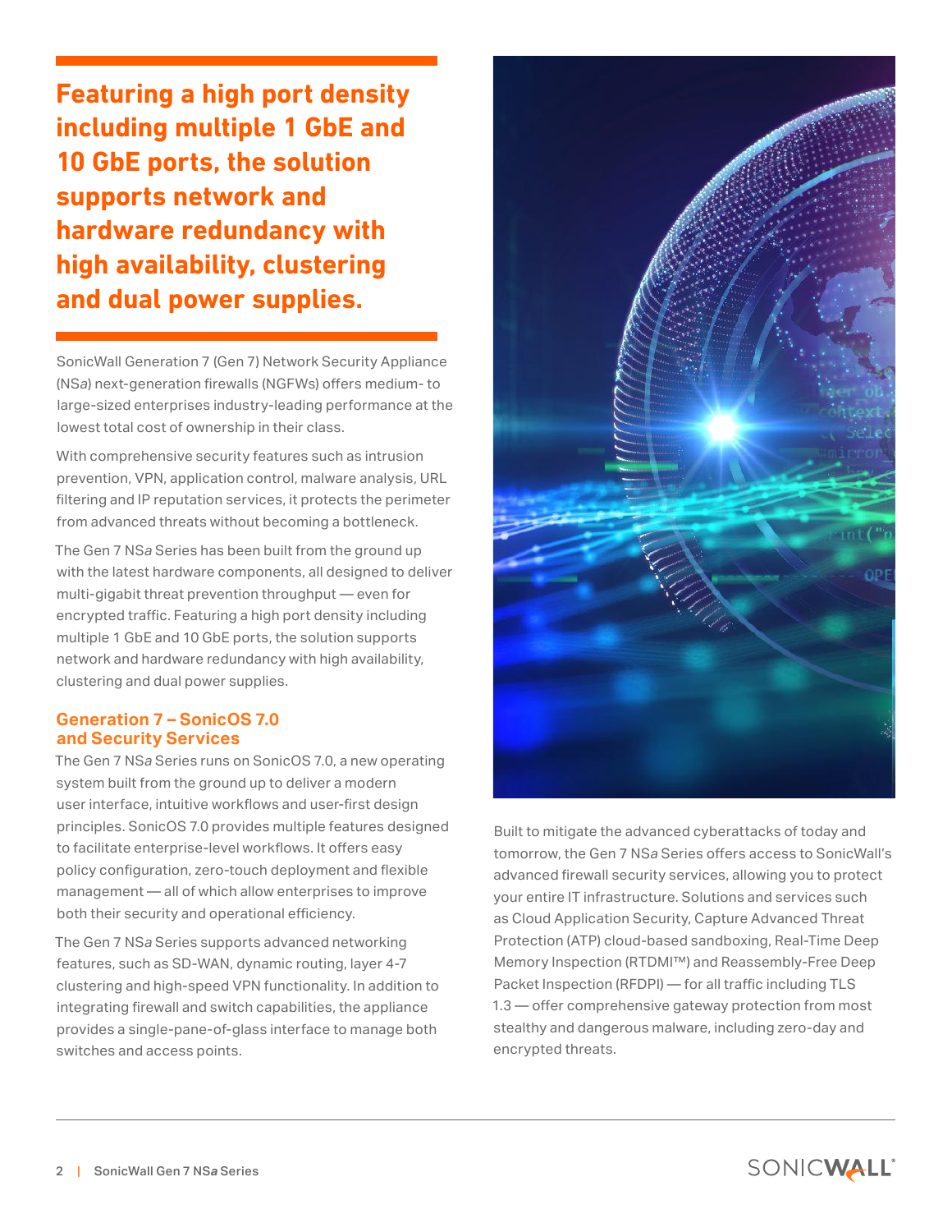**Featuring a high port density including multiple 1 GbE and 10 GbE ports, the solution supports network and hardware redundancy with high availability, clustering and dual power supplies.**

SonicWall Generation 7 (Gen 7) Network Security Appliance (NS*a*) next-generation firewalls (NGFWs) offers medium- to large-sized enterprises industry-leading performance at the lowest total cost of ownership in their class.

With comprehensive security features such as intrusion prevention, VPN, application control, malware analysis, URL filtering and IP reputation services, it protects the perimeter from advanced threats without becoming a bottleneck.

The Gen 7 NS*a* Series has been built from the ground up with the latest hardware components, all designed to deliver multi-gigabit threat prevention throughput — even for encrypted traffic. Featuring a high port density including multiple 1 GbE and 10 GbE ports, the solution supports network and hardware redundancy with high availability, clustering and dual power supplies.

## Generation 7 – SonicOS 7.0 and Security Services

The Gen 7 NS*a* Series runs on SonicOS 7.0, a new operating system built from the ground up to deliver a modern user interface, intuitive workflows and user-first design principles. SonicOS 7.0 provides multiple features designed to facilitate enterprise-level workflows. It offers easy policy configuration, zero-touch deployment and flexible management — all of which allow enterprises to improve both their security and operational efficiency.

The Gen 7 NS*a* Series supports advanced networking features, such as SD-WAN, dynamic routing, layer 4-7 clustering and high-speed VPN functionality. In addition to integrating firewall and switch capabilities, the appliance provides a single-pane-of-glass interface to manage both switches and access points.

Built to mitigate the advanced cyberattacks of today and tomorrow, the Gen 7 NS*a* Series offers access to SonicWall's advanced firewall security services, allowing you to protect your entire IT infrastructure. Solutions and services such as Cloud Application Security, Capture Advanced Threat Protection (ATP) cloud-based sandboxing, Real-Time Deep Memory Inspection (RTDMI™) and Reassembly-Free Deep Packet Inspection (RFDPI) — for all traffic including TLS 1.3 — offer comprehensive gateway protection from most stealthy and dangerous malware, including zero-day and encrypted threats.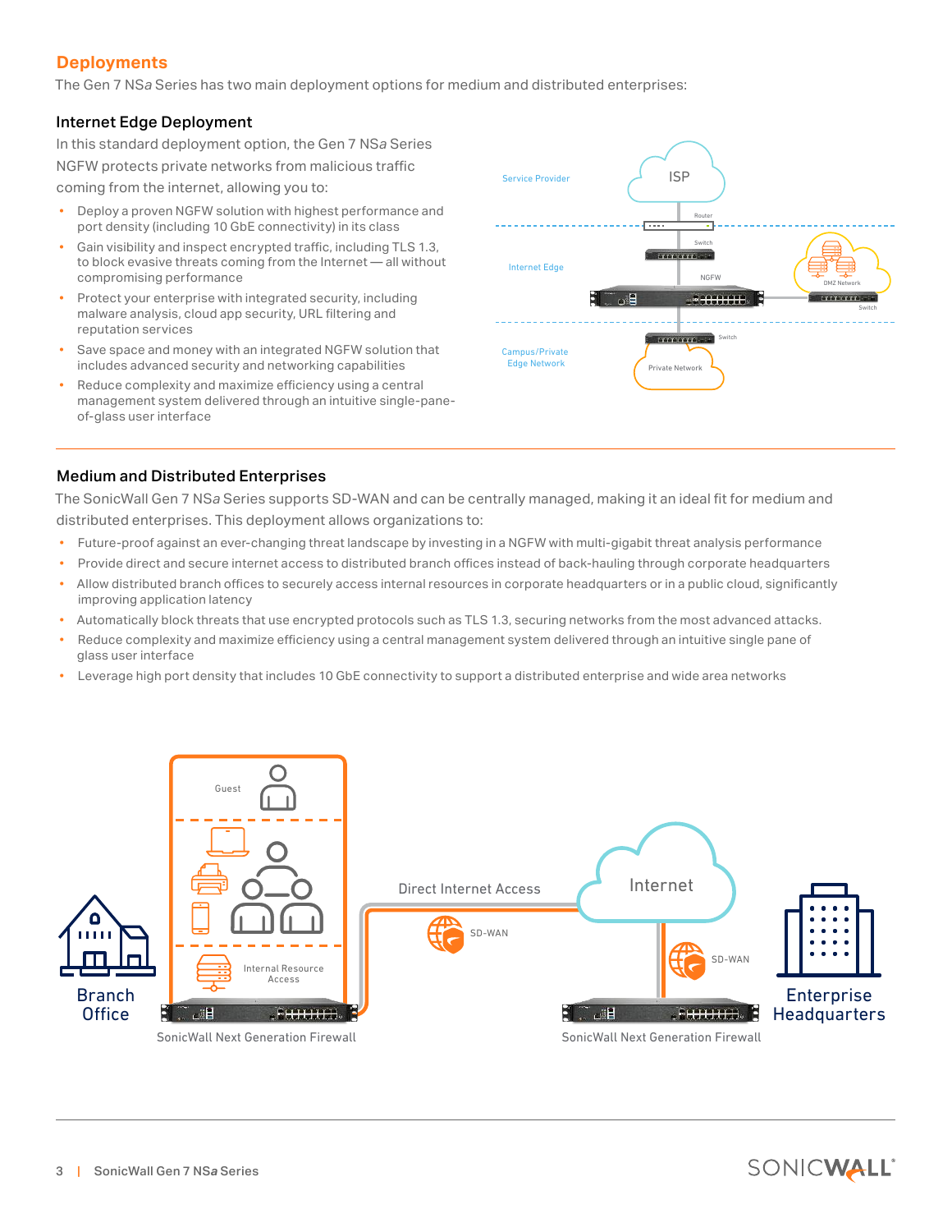## Deployments

The Gen 7 NS*a* Series has two main deployment options for medium and distributed enterprises:

### Internet Edge Deployment

In this standard deployment option, the Gen 7 NS*a* Series NGFW protects private networks from malicious traffic coming from the internet, allowing you to:

- Deploy a proven NGFW solution with highest performance and port density (including 10 GbE connectivity) in its class
- Gain visibility and inspect encrypted traffic, including TLS 1.3, to block evasive threats coming from the Internet — all without compromising performance
- Protect your enterprise with integrated security, including malware analysis, cloud app security, URL filtering and reputation services
- Save space and money with an integrated NGFW solution that includes advanced security and networking capabilities
- Reduce complexity and maximize efficiency using a central management system delivered through an intuitive single-pane-of-glass user interface

### Medium and Distributed Enterprises

The SonicWall Gen 7 NS*a* Series supports SD-WAN and can be centrally managed, making it an ideal fit for medium and distributed enterprises. This deployment allows organizations to:

- Future-proof against an ever-changing threat landscape by investing in a NGFW with multi-gigabit threat analysis performance
- Provide direct and secure internet access to distributed branch offices instead of back-hauling through corporate headquarters
- Allow distributed branch offices to securely access internal resources in corporate headquarters or in a public cloud, significantly improving application latency
- Automatically block threats that use encrypted protocols such as TLS 1.3, securing networks from the most advanced attacks.
- Reduce complexity and maximize efficiency using a central management system delivered through an intuitive single pane of glass user interface
- Leverage high port density that includes 10 GbE connectivity to support a distributed enterprise and wide area networks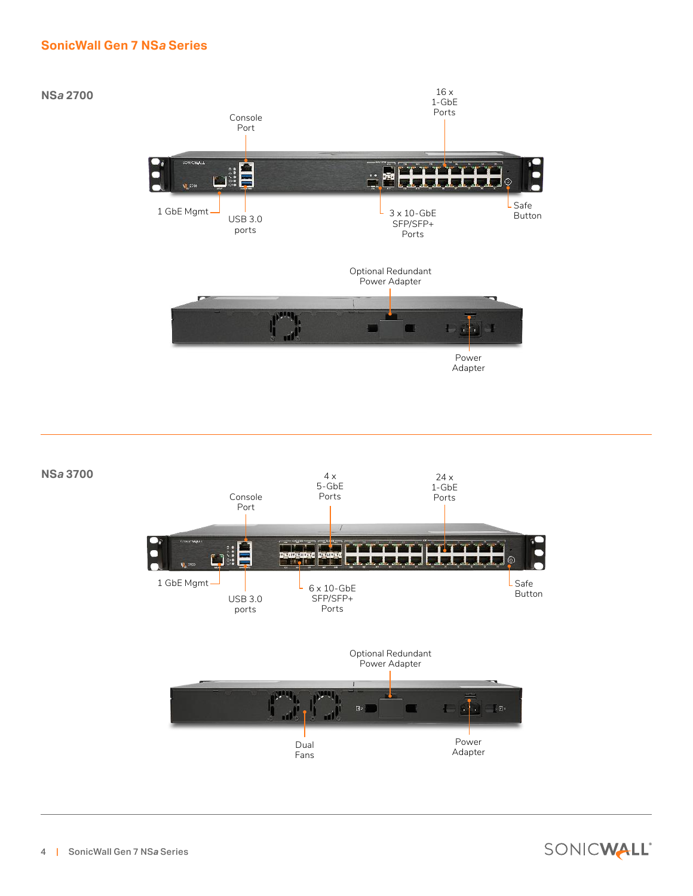## SonicWall Gen 7 NSa Series

### NS*a* 2700

Console Port

16 x 1-GbE Ports

1 GbE Mgmt

USB 3.0 ports

3 x 10-GbE SFP/SFP+ Ports

Safe Button

Optional Redundant Power Adapter

Power Adapter

### NS*a* 3700

Console Port

4 x 5-GbE Ports

24 x 1-GbE Ports

1 GbE Mgmt

USB 3.0 ports

6 x 10-GbE SFP/SFP+ Ports

Safe Button

Optional Redundant Power Adapter

Dual Fans

Power Adapter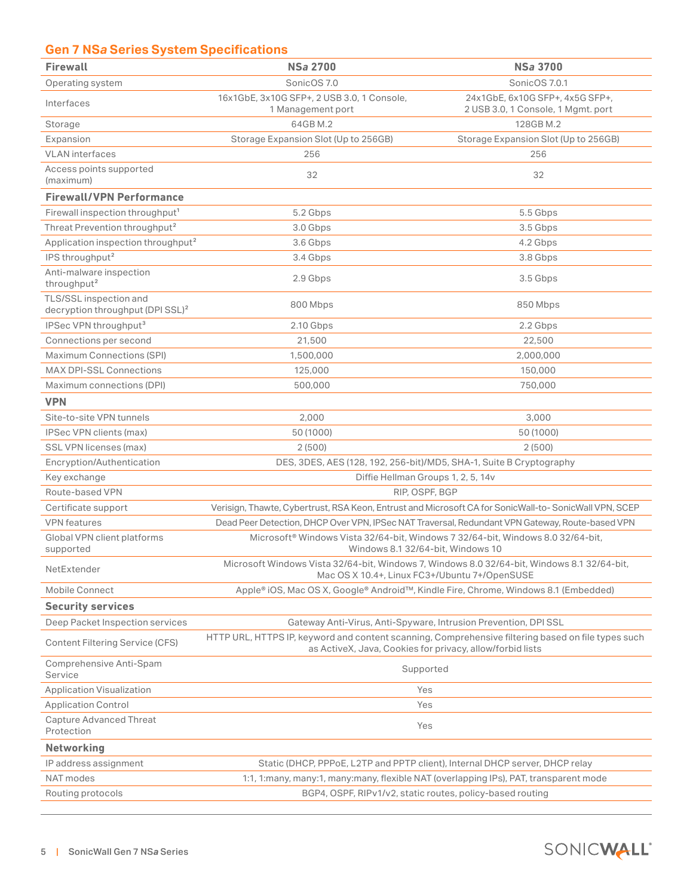## Gen 7 NS*a* Series System Specifications

| Firewall | NS*a* 2700 | NS*a* 3700 |
|---|---|---|
| Operating system | SonicOS 7.0 | SonicOS 7.0.1 |
| Interfaces | 16x1GbE, 3x10G SFP+, 2 USB 3.0, 1 Console, 1 Management port | 24x1GbE, 6x10G SFP+, 4x5G SFP+, 2 USB 3.0, 1 Console, 1 Mgmt. port |
| Storage | 64GB M.2 | 128GB M.2 |
| Expansion | Storage Expansion Slot (Up to 256GB) | Storage Expansion Slot (Up to 256GB) |
| VLAN interfaces | 256 | 256 |
| Access points supported (maximum) | 32 | 32 |
| **Firewall/VPN Performance** | | |
| Firewall inspection throughput[1] | 5.2 Gbps | 5.5 Gbps |
| Threat Prevention throughput[2] | 3.0 Gbps | 3.5 Gbps |
| Application inspection throughput[2] | 3.6 Gbps | 4.2 Gbps |
| IPS throughput[2] | 3.4 Gbps | 3.8 Gbps |
| Anti-malware inspection throughput[2] | 2.9 Gbps | 3.5 Gbps |
| TLS/SSL inspection and decryption throughput (DPI SSL)[2] | 800 Mbps | 850 Mbps |
| IPSec VPN throughput[3] | 2.10 Gbps | 2.2 Gbps |
| Connections per second | 21,500 | 22,500 |
| Maximum Connections (SPI) | 1,500,000 | 2,000,000 |
| MAX DPI-SSL Connections | 125,000 | 150,000 |
| Maximum connections (DPI) | 500,000 | 750,000 |
| **VPN** | | |
| Site-to-site VPN tunnels | 2,000 | 3,000 |
| IPSec VPN clients (max) | 50 (1000) | 50 (1000) |
| SSL VPN licenses (max) | 2 (500) | 2 (500) |
| Encryption/Authentication | DES, 3DES, AES (128, 192, 256-bit)/MD5, SHA-1, Suite B Cryptography | |
| Key exchange | Diffie Hellman Groups 1, 2, 5, 14v | |
| Route-based VPN | RIP, OSPF, BGP | |
| Certificate support | Verisign, Thawte, Cybertrust, RSA Keon, Entrust and Microsoft CA for SonicWall-to- SonicWall VPN, SCEP | |
| VPN features | Dead Peer Detection, DHCP Over VPN, IPSec NAT Traversal, Redundant VPN Gateway, Route-based VPN | |
| Global VPN client platforms supported | Microsoft® Windows Vista 32/64-bit, Windows 7 32/64-bit, Windows 8.0 32/64-bit, Windows 8.1 32/64-bit, Windows 10 | |
| NetExtender | Microsoft Windows Vista 32/64-bit, Windows 7, Windows 8.0 32/64-bit, Windows 8.1 32/64-bit, Mac OS X 10.4+, Linux FC3+/Ubuntu 7+/OpenSUSE | |
| Mobile Connect | Apple® iOS, Mac OS X, Google® Android™, Kindle Fire, Chrome, Windows 8.1 (Embedded) | |
| **Security services** | | |
| Deep Packet Inspection services | Gateway Anti-Virus, Anti-Spyware, Intrusion Prevention, DPI SSL | |
| Content Filtering Service (CFS) | HTTP URL, HTTPS IP, keyword and content scanning, Comprehensive filtering based on file types such as ActiveX, Java, Cookies for privacy, allow/forbid lists | |
| Comprehensive Anti-Spam Service | Supported | |
| Application Visualization | Yes | |
| Application Control | Yes | |
| Capture Advanced Threat Protection | Yes | |
| **Networking** | | |
| IP address assignment | Static (DHCP, PPPoE, L2TP and PPTP client), Internal DHCP server, DHCP relay | |
| NAT modes | 1:1, 1:many, many:1, many:many, flexible NAT (overlapping IPs), PAT, transparent mode | |
| Routing protocols | BGP4, OSPF, RIPv1/v2, static routes, policy-based routing | |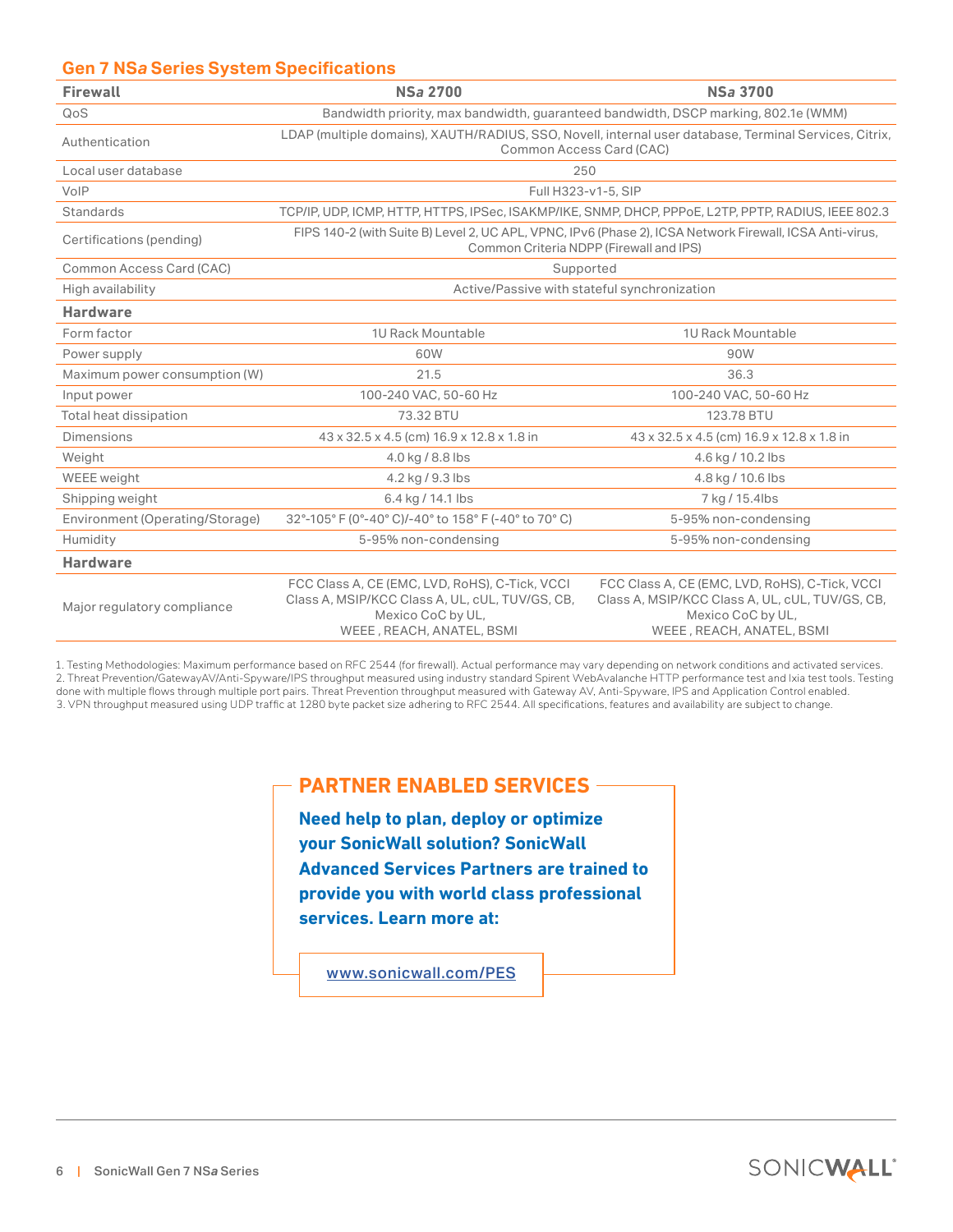## Gen 7 NS*a* Series System Specifications

| Firewall | NS*a* 2700 | NS*a* 3700 |
|---|---|---|
| QoS | Bandwidth priority, max bandwidth, guaranteed bandwidth, DSCP marking, 802.1e (WMM) | |
| Authentication | LDAP (multiple domains), XAUTH/RADIUS, SSO, Novell, internal user database, Terminal Services, Citrix, Common Access Card (CAC) | |
| Local user database | 250 | |
| VoIP | Full H323-v1-5, SIP | |
| Standards | TCP/IP, UDP, ICMP, HTTP, HTTPS, IPSec, ISAKMP/IKE, SNMP, DHCP, PPPoE, L2TP, PPTP, RADIUS, IEEE 802.3 | |
| Certifications (pending) | FIPS 140-2 (with Suite B) Level 2, UC APL, VPNC, IPv6 (Phase 2), ICSA Network Firewall, ICSA Anti-virus, Common Criteria NDPP (Firewall and IPS) | |
| Common Access Card (CAC) | Supported | |
| High availability | Active/Passive with stateful synchronization | |
| **Hardware** | | |
| Form factor | 1U Rack Mountable | 1U Rack Mountable |
| Power supply | 60W | 90W |
| Maximum power consumption (W) | 21.5 | 36.3 |
| Input power | 100-240 VAC, 50-60 Hz | 100-240 VAC, 50-60 Hz |
| Total heat dissipation | 73.32 BTU | 123.78 BTU |
| Dimensions | 43 x 32.5 x 4.5 (cm) 16.9 x 12.8 x 1.8 in | 43 x 32.5 x 4.5 (cm) 16.9 x 12.8 x 1.8 in |
| Weight | 4.0 kg / 8.8 lbs | 4.6 kg / 10.2 lbs |
| WEEE weight | 4.2 kg / 9.3 lbs | 4.8 kg / 10.6 lbs |
| Shipping weight | 6.4 kg / 14.1 lbs | 7 kg / 15.4lbs |
| Environment (Operating/Storage) | 32°-105° F (0°-40° C)/-40° to 158° F (-40° to 70° C) | 5-95% non-condensing |
| Humidity | 5-95% non-condensing | 5-95% non-condensing |
| **Hardware** | | |
| Major regulatory compliance | FCC Class A, CE (EMC, LVD, RoHS), C-Tick, VCCI Class A, MSIP/KCC Class A, UL, cUL, TUV/GS, CB, Mexico CoC by UL, WEEE , REACH, ANATEL, BSMI | FCC Class A, CE (EMC, LVD, RoHS), C-Tick, VCCI Class A, MSIP/KCC Class A, UL, cUL, TUV/GS, CB, Mexico CoC by UL, WEEE , REACH, ANATEL, BSMI |

1. Testing Methodologies: Maximum performance based on RFC 2544 (for firewall). Actual performance may vary depending on network conditions and activated services.
2. Threat Prevention/GatewayAV/Anti-Spyware/IPS throughput measured using industry standard Spirent WebAvalanche HTTP performance test and Ixia test tools. Testing done with multiple flows through multiple port pairs. Threat Prevention throughput measured with Gateway AV, Anti-Spyware, IPS and Application Control enabled.
3. VPN throughput measured using UDP traffic at 1280 byte packet size adhering to RFC 2544. All specifications, features and availability are subject to change.

### PARTNER ENABLED SERVICES

**Need help to plan, deploy or optimize your SonicWall solution? SonicWall Advanced Services Partners are trained to provide you with world class professional services. Learn more at:**

www.sonicwall.com/PES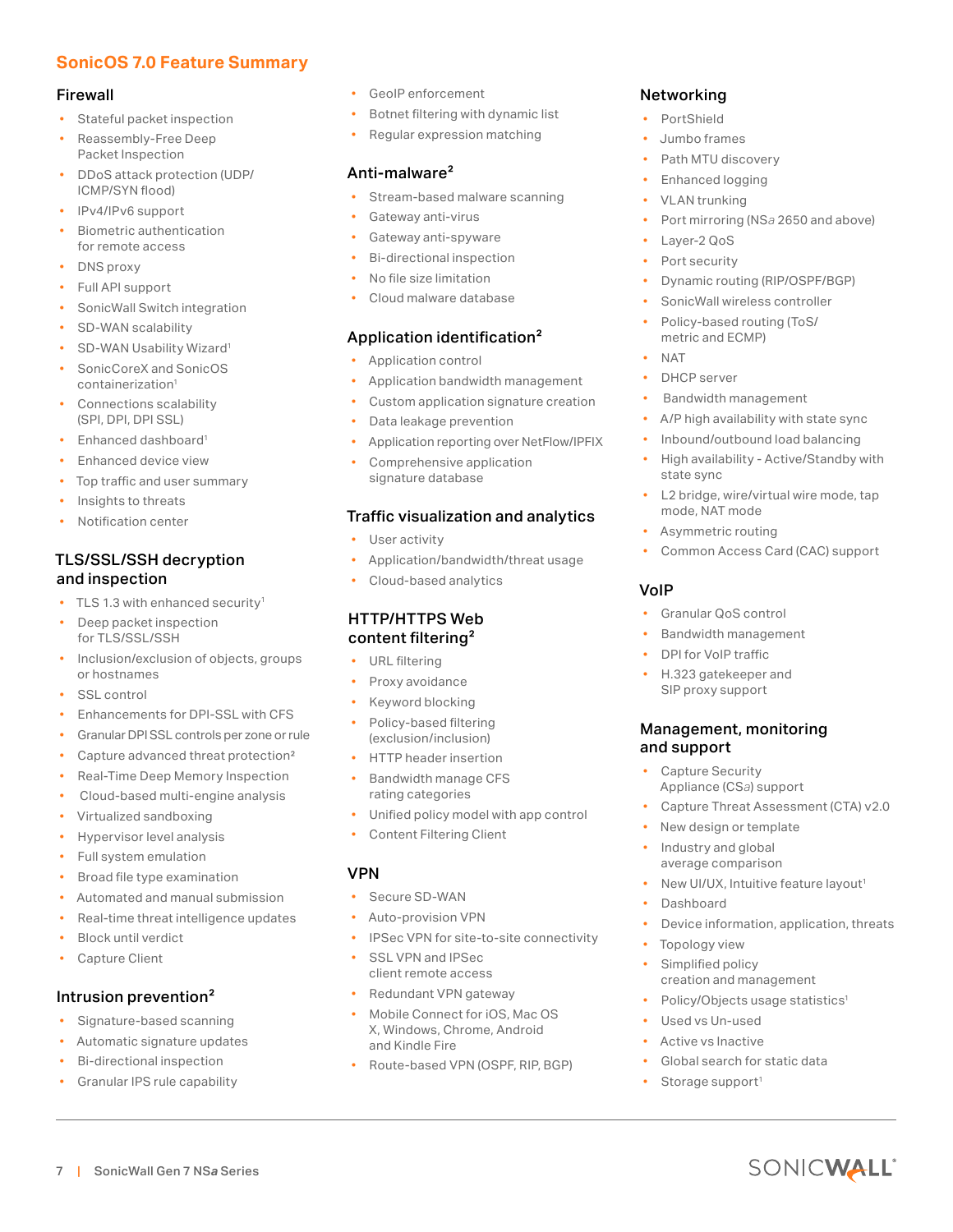## SonicOS 7.0 Feature Summary

### Firewall

- Stateful packet inspection
- Reassembly-Free Deep Packet Inspection
- DDoS attack protection (UDP/ICMP/SYN flood)
- IPv4/IPv6 support
- Biometric authentication for remote access
- DNS proxy
- Full API support
- SonicWall Switch integration
- SD-WAN scalability
- SD-WAN Usability Wizard[1]
- SonicCoreX and SonicOS containerization[1]
- Connections scalability (SPI, DPI, DPI SSL)
- Enhanced dashboard[1]
- Enhanced device view
- Top traffic and user summary
- Insights to threats
- Notification center

### TLS/SSL/SSH decryption and inspection

- TLS 1.3 with enhanced security[1]
- Deep packet inspection for TLS/SSL/SSH
- Inclusion/exclusion of objects, groups or hostnames
- SSL control
- Enhancements for DPI-SSL with CFS
- Granular DPI SSL controls per zone or rule
- Capture advanced threat protection[2]
- Real-Time Deep Memory Inspection
- Cloud-based multi-engine analysis
- Virtualized sandboxing
- Hypervisor level analysis
- Full system emulation
- Broad file type examination
- Automated and manual submission
- Real-time threat intelligence updates
- Block until verdict
- Capture Client

### Intrusion prevention[2]

- Signature-based scanning
- Automatic signature updates
- Bi-directional inspection
- Granular IPS rule capability
- GeoIP enforcement
- Botnet filtering with dynamic list
- Regular expression matching

### Anti-malware[2]

- Stream-based malware scanning
- Gateway anti-virus
- Gateway anti-spyware
- Bi-directional inspection
- No file size limitation
- Cloud malware database

### Application identification[2]

- Application control
- Application bandwidth management
- Custom application signature creation
- Data leakage prevention
- Application reporting over NetFlow/IPFIX
- Comprehensive application signature database

### Traffic visualization and analytics

- User activity
- Application/bandwidth/threat usage
- Cloud-based analytics

### HTTP/HTTPS Web content filtering[2]

- URL filtering
- Proxy avoidance
- Keyword blocking
- Policy-based filtering (exclusion/inclusion)
- HTTP header insertion
- Bandwidth manage CFS rating categories
- Unified policy model with app control
- Content Filtering Client

### VPN

- Secure SD-WAN
- Auto-provision VPN
- IPSec VPN for site-to-site connectivity
- SSL VPN and IPSec client remote access
- Redundant VPN gateway
- Mobile Connect for iOS, Mac OS X, Windows, Chrome, Android and Kindle Fire
- Route-based VPN (OSPF, RIP, BGP)

### Networking

- PortShield
- Jumbo frames
- Path MTU discovery
- Enhanced logging
- VLAN trunking
- Port mirroring (NS*a* 2650 and above)
- Layer-2 QoS
- Port security
- Dynamic routing (RIP/OSPF/BGP)
- SonicWall wireless controller
- Policy-based routing (ToS/metric and ECMP)
- NAT
- DHCP server
- Bandwidth management
- A/P high availability with state sync
- Inbound/outbound load balancing
- High availability - Active/Standby with state sync
- L2 bridge, wire/virtual wire mode, tap mode, NAT mode
- Asymmetric routing
- Common Access Card (CAC) support

### VoIP

- Granular QoS control
- Bandwidth management
- DPI for VoIP traffic
- H.323 gatekeeper and SIP proxy support

### Management, monitoring and support

- Capture Security Appliance (CS*a*) support
- Capture Threat Assessment (CTA) v2.0
- New design or template
- Industry and global average comparison
- New UI/UX, Intuitive feature layout[1]
- Dashboard
- Device information, application, threats
- Topology view
- Simplified policy creation and management
- Policy/Objects usage statistics[1]
- Used vs Un-used
- Active vs Inactive
- Global search for static data
- Storage support[1]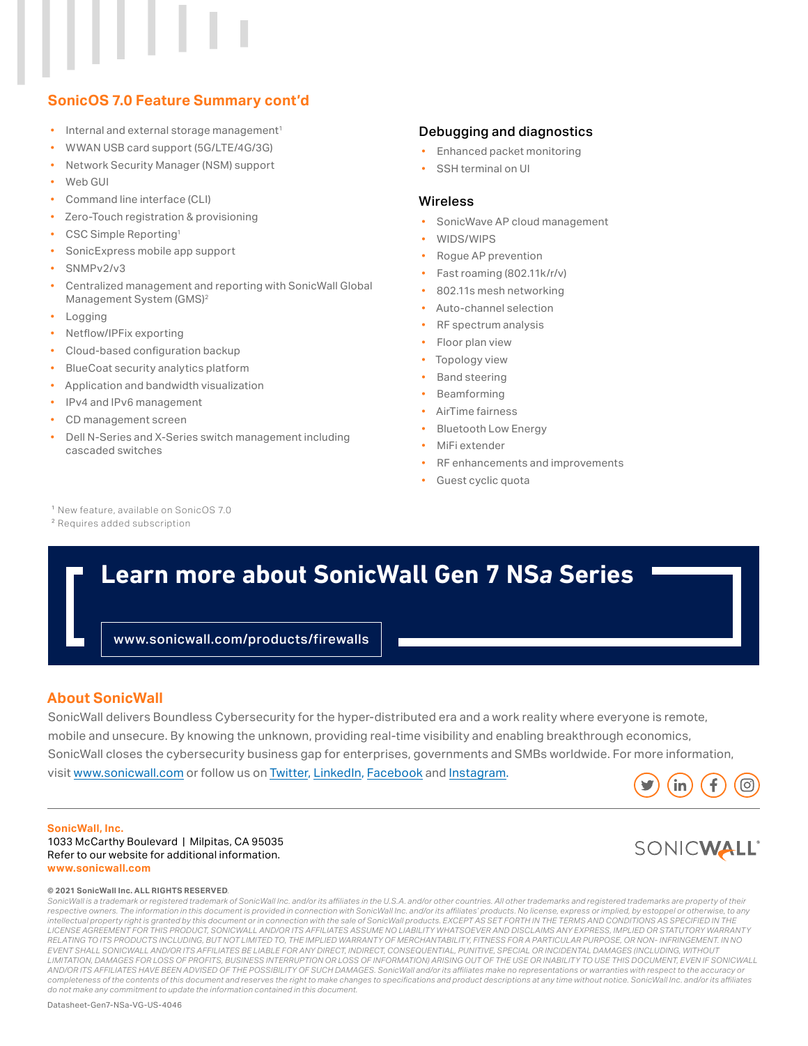## SonicOS 7.0 Feature Summary cont'd

- Internal and external storage management[1]
- WWAN USB card support (5G/LTE/4G/3G)
- Network Security Manager (NSM) support
- Web GUI
- Command line interface (CLI)
- Zero-Touch registration & provisioning
- CSC Simple Reporting[1]
- SonicExpress mobile app support
- SNMPv2/v3
- Centralized management and reporting with SonicWall Global Management System (GMS)[2]
- Logging
- Netflow/IPFix exporting
- Cloud-based configuration backup
- BlueCoat security analytics platform
- Application and bandwidth visualization
- IPv4 and IPv6 management
- CD management screen
- Dell N-Series and X-Series switch management including cascaded switches

### Debugging and diagnostics

- Enhanced packet monitoring
- SSH terminal on UI

### Wireless

- SonicWave AP cloud management
- WIDS/WIPS
- Rogue AP prevention
- Fast roaming (802.11k/r/v)
- 802.11s mesh networking
- Auto-channel selection
- RF spectrum analysis
- Floor plan view
- Topology view
- Band steering
- Beamforming
- AirTime fairness
- Bluetooth Low Energy
- MiFi extender
- RF enhancements and improvements
- Guest cyclic quota

[1] New feature, available on SonicOS 7.0
[2] Requires added subscription

## Learn more about SonicWall Gen 7 NSa Series

www.sonicwall.com/products/firewalls

## About SonicWall

SonicWall delivers Boundless Cybersecurity for the hyper-distributed era and a work reality where everyone is remote, mobile and unsecure. By knowing the unknown, providing real-time visibility and enabling breakthrough economics, SonicWall closes the cybersecurity business gap for enterprises, governments and SMBs worldwide. For more information, visit www.sonicwall.com or follow us on Twitter, LinkedIn, Facebook and Instagram.

**SonicWall, Inc.**
1033 McCarthy Boulevard | Milpitas, CA 95035
Refer to our website for additional information.
www.sonicwall.com

SONICWALL

**© 2021 SonicWall Inc. ALL RIGHTS RESERVED.**
*SonicWall is a trademark or registered trademark of SonicWall Inc. and/or its affiliates in the U.S.A. and/or other countries. All other trademarks and registered trademarks are property of their respective owners. The information in this document is provided in connection with SonicWall Inc. and/or its affiliates' products. No license, express or implied, by estoppel or otherwise, to any intellectual property right is granted by this document or in connection with the sale of SonicWall products. EXCEPT AS SET FORTH IN THE TERMS AND CONDITIONS AS SPECIFIED IN THE LICENSE AGREEMENT FOR THIS PRODUCT, SONICWALL AND/OR ITS AFFILIATES ASSUME NO LIABILITY WHATSOEVER AND DISCLAIMS ANY EXPRESS, IMPLIED OR STATUTORY WARRANTY RELATING TO ITS PRODUCTS INCLUDING, BUT NOT LIMITED TO, THE IMPLIED WARRANTY OF MERCHANTABILITY, FITNESS FOR A PARTICULAR PURPOSE, OR NON- INFRINGEMENT. IN NO EVENT SHALL SONICWALL AND/OR ITS AFFILIATES BE LIABLE FOR ANY DIRECT, INDIRECT, CONSEQUENTIAL, PUNITIVE, SPECIAL OR INCIDENTAL DAMAGES (INCLUDING, WITHOUT LIMITATION, DAMAGES FOR LOSS OF PROFITS, BUSINESS INTERRUPTION OR LOSS OF INFORMATION) ARISING OUT OF THE USE OR INABILITY TO USE THIS DOCUMENT, EVEN IF SONICWALL AND/OR ITS AFFILIATES HAVE BEEN ADVISED OF THE POSSIBILITY OF SUCH DAMAGES. SonicWall and/or its affiliates make no representations or warranties with respect to the accuracy or completeness of the contents of this document and reserves the right to make changes to specifications and product descriptions at any time without notice. SonicWall Inc. and/or its affiliates do not make any commitment to update the information contained in this document.*

Datasheet-Gen7-NSa-VG-US-4046